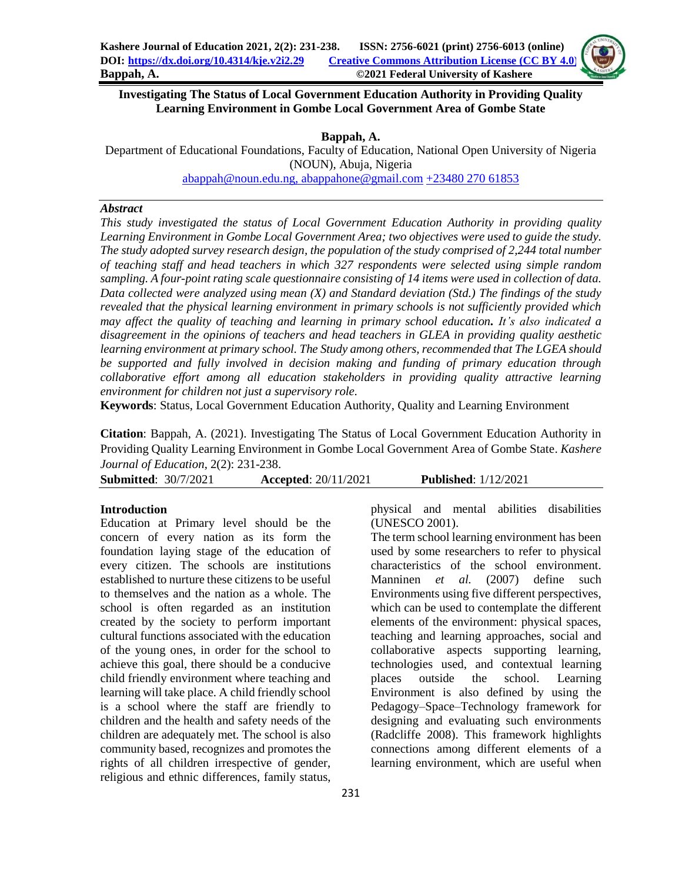# Investigating The Status of Local Government Education Authority in Providing Quality Learning Environment in Gombe Local Government Area of Gombe State

**Bappah, A.**

Department of Educational Foundations, Faculty of Education, National Open University of Nigeria (NOUN), Abuja, Nigeria

abappah@noun.edu.ng, abappahone@gmail.com +23480 270 61853

## *Abstract*

*This study investigated the status of Local Government Education Authority in providing quality Learning Environment in Gombe Local Government Area; two objectives were used to guide the study. The study adopted survey research design, the population of the study comprised of 2,244 total number of teaching staff and head teachers in which 327 respondents were selected using simple random sampling. A four-point rating scale questionnaire consisting of 14 items were used in collection of data. Data collected were analyzed using mean (X) and Standard deviation (Std.) The findings of the study revealed that the physical learning environment in primary schools is not sufficiently provided which may affect the quality of teaching and learning in primary school education. It's also indicated a disagreement in the opinions of teachers and head teachers in GLEA in providing quality aesthetic learning environment at primary school. The Study among others, recommended that The LGEA should be supported and fully involved in decision making and funding of primary education through collaborative effort among all education stakeholders in providing quality attractive learning environment for children not just a supervisory role.*

**Keywords**: Status, Local Government Education Authority, Quality and Learning Environment

**Citation**: Bappah, A. (2021). Investigating The Status of Local Government Education Authority in Providing Quality Learning Environment in Gombe Local Government Area of Gombe State. *Kashere Journal of Education*, 2(2): 231-238.

**Submitted**: 30/7/2021 **Accepted**: 20/11/2021 **Published**: 1/12/2021

## Introduction

Education at Primary level should be the concern of every nation as its form the foundation laying stage of the education of every citizen. The schools are institutions established to nurture these citizens to be useful to themselves and the nation as a whole. The school is often regarded as an institution created by the society to perform important cultural functions associated with the education of the young ones, in order for the school to achieve this goal, there should be a conducive child friendly environment where teaching and learning will take place. A child friendly school is a school where the staff are friendly to children and the health and safety needs of the children are adequately met. The school is also community based, recognizes and promotes the rights of all children irrespective of gender, religious and ethnic differences, family status, physical and mental abilities disabilities (UNESCO 2001).

The term school learning environment has been used by some researchers to refer to physical characteristics of the school environment. Manninen *et al.* (2007) define such Environments using five different perspectives, which can be used to contemplate the different elements of the environment: physical spaces, teaching and learning approaches, social and collaborative aspects supporting learning, technologies used, and contextual learning places outside the school. Learning Environment is also defined by using the Pedagogy–Space–Technology framework for designing and evaluating such environments (Radcliffe 2008). This framework highlights connections among different elements of a learning environment, which are useful when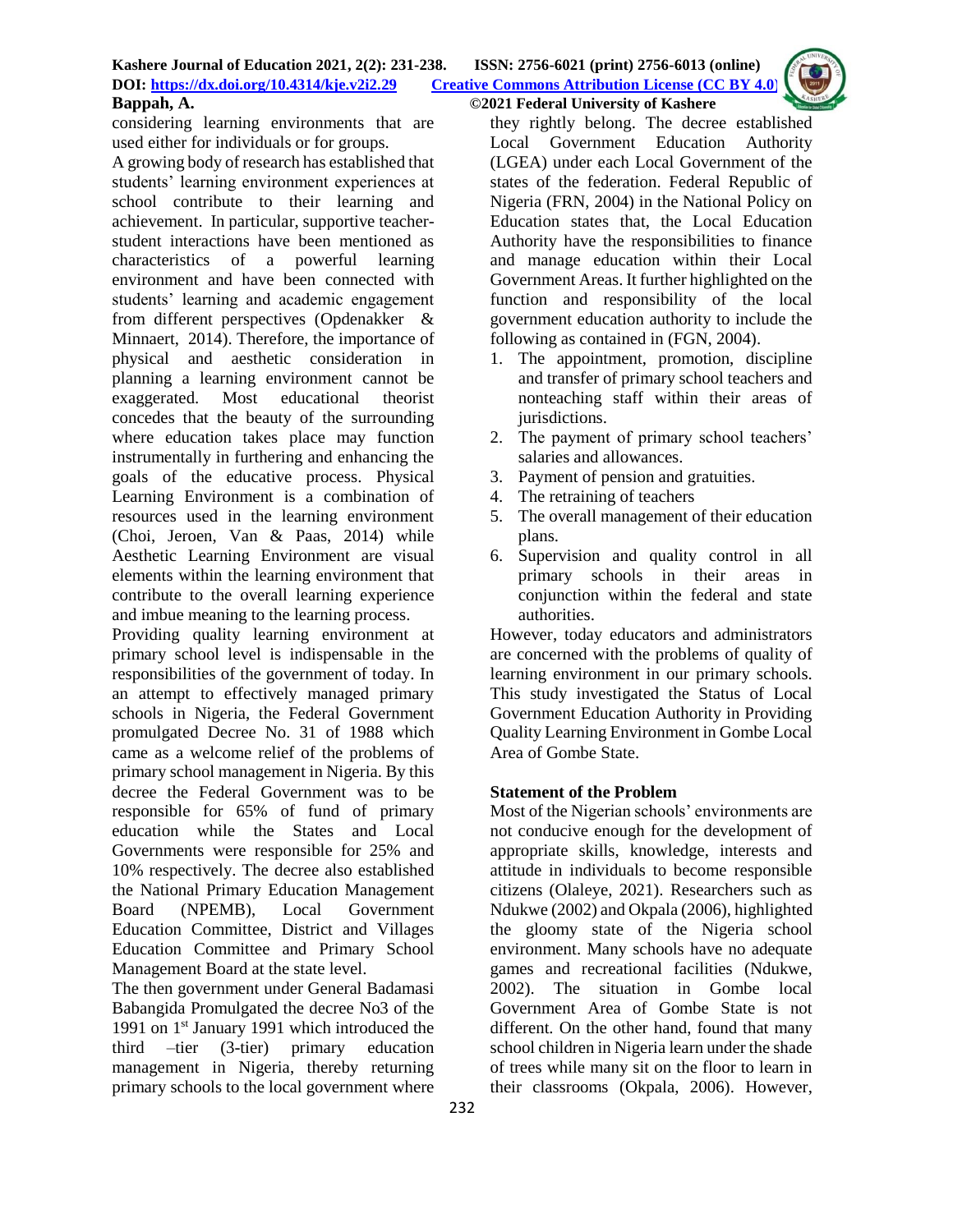considering learning environments that are used either for individuals or for groups.

A growing body of research has established that students' learning environment experiences at school contribute to their learning and achievement. In particular, supportive teacher-student interactions have been mentioned as characteristics of a powerful learning environment and have been connected with students' learning and academic engagement from different perspectives (Opdenakker & Minnaert, 2014). Therefore, the importance of physical and aesthetic consideration in planning a learning environment cannot be exaggerated. Most educational theorist concedes that the beauty of the surrounding where education takes place may function instrumentally in furthering and enhancing the goals of the educative process. Physical Learning Environment is a combination of resources used in the learning environment (Choi, Jeroen, Van & Paas, 2014) while Aesthetic Learning Environment are visual elements within the learning environment that contribute to the overall learning experience and imbue meaning to the learning process.

Providing quality learning environment at primary school level is indispensable in the responsibilities of the government of today. In an attempt to effectively managed primary schools in Nigeria, the Federal Government promulgated Decree No. 31 of 1988 which came as a welcome relief of the problems of primary school management in Nigeria. By this decree the Federal Government was to be responsible for 65% of fund of primary education while the States and Local Governments were responsible for 25% and 10% respectively. The decree also established the National Primary Education Management Board (NPEMB), Local Government Education Committee, District and Villages Education Committee and Primary School Management Board at the state level.

The then government under General Badamasi Babangida Promulgated the decree No3 of the 1991 on 1st January 1991 which introduced the third –tier (3-tier) primary education management in Nigeria, thereby returning primary schools to the local government where they rightly belong. The decree established Local Government Education Authority (LGEA) under each Local Government of the states of the federation. Federal Republic of Nigeria (FRN, 2004) in the National Policy on Education states that, the Local Education Authority have the responsibilities to finance and manage education within their Local Government Areas. It further highlighted on the function and responsibility of the local government education authority to include the following as contained in (FGN, 2004).

1. The appointment, promotion, discipline and transfer of primary school teachers and nonteaching staff within their areas of jurisdictions.
2. The payment of primary school teachers' salaries and allowances.
3. Payment of pension and gratuities.
4. The retraining of teachers
5. The overall management of their education plans.
6. Supervision and quality control in all primary schools in their areas in conjunction within the federal and state authorities.

However, today educators and administrators are concerned with the problems of quality of learning environment in our primary schools. This study investigated the Status of Local Government Education Authority in Providing Quality Learning Environment in Gombe Local Area of Gombe State.

## Statement of the Problem

Most of the Nigerian schools' environments are not conducive enough for the development of appropriate skills, knowledge, interests and attitude in individuals to become responsible citizens (Olaleye, 2021). Researchers such as Ndukwe (2002) and Okpala (2006), highlighted the gloomy state of the Nigeria school environment. Many schools have no adequate games and recreational facilities (Ndukwe, 2002). The situation in Gombe local Government Area of Gombe State is not different. On the other hand, found that many school children in Nigeria learn under the shade of trees while many sit on the floor to learn in their classrooms (Okpala, 2006). However,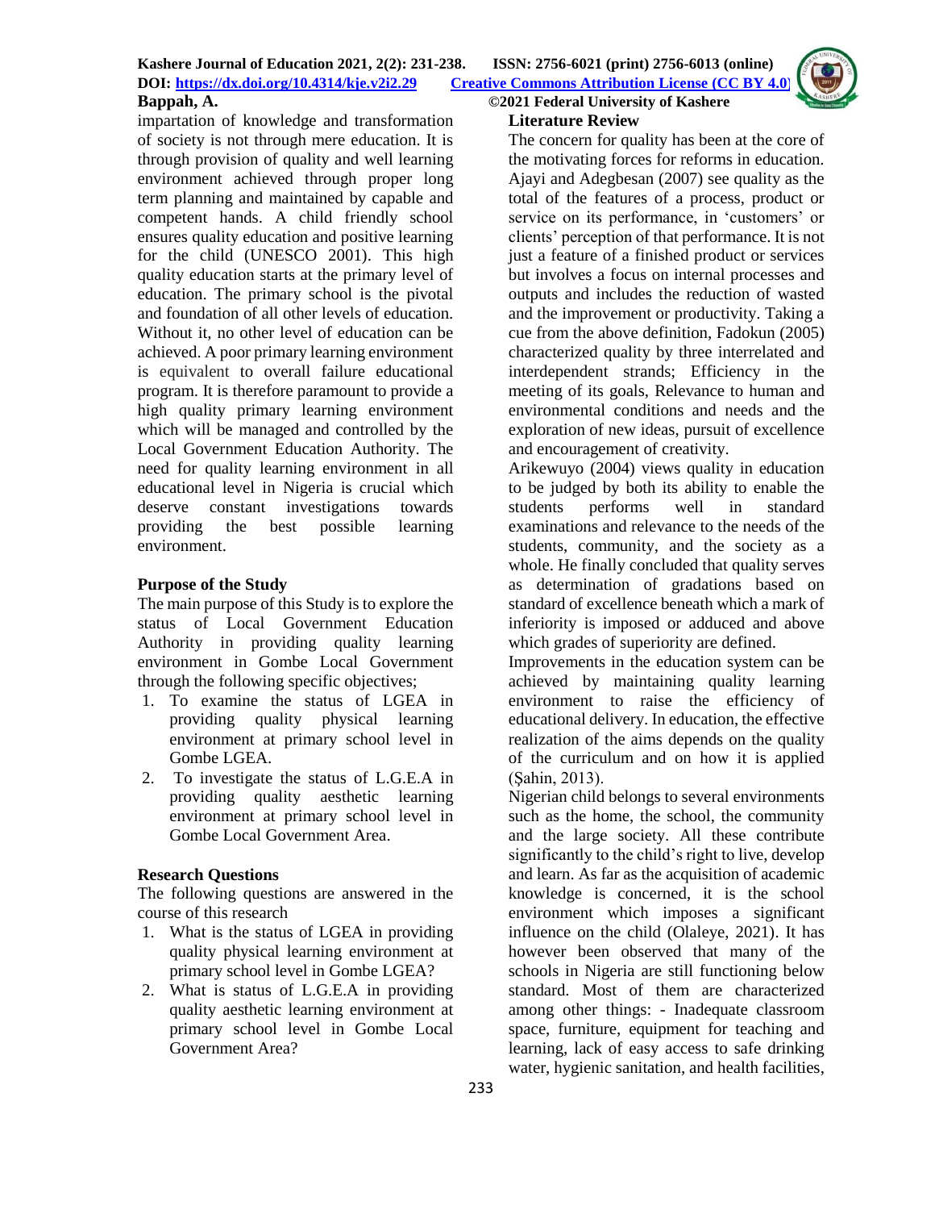impartation of knowledge and transformation of society is not through mere education. It is through provision of quality and well learning environment achieved through proper long term planning and maintained by capable and competent hands. A child friendly school ensures quality education and positive learning for the child (UNESCO 2001). This high quality education starts at the primary level of education. The primary school is the pivotal and foundation of all other levels of education. Without it, no other level of education can be achieved. A poor primary learning environment is equivalent to overall failure educational program. It is therefore paramount to provide a high quality primary learning environment which will be managed and controlled by the Local Government Education Authority. The need for quality learning environment in all educational level in Nigeria is crucial which deserve constant investigations towards providing the best possible learning environment.

## Purpose of the Study

The main purpose of this Study is to explore the status of Local Government Education Authority in providing quality learning environment in Gombe Local Government through the following specific objectives;

1. To examine the status of LGEA in providing quality physical learning environment at primary school level in Gombe LGEA.
2. To investigate the status of L.G.E.A in providing quality aesthetic learning environment at primary school level in Gombe Local Government Area.

## Research Questions

The following questions are answered in the course of this research

1. What is the status of LGEA in providing quality physical learning environment at primary school level in Gombe LGEA?
2. What is status of L.G.E.A in providing quality aesthetic learning environment at primary school level in Gombe Local Government Area?

## Literature Review

The concern for quality has been at the core of the motivating forces for reforms in education. Ajayi and Adegbesan (2007) see quality as the total of the features of a process, product or service on its performance, in 'customers' or clients' perception of that performance. It is not just a feature of a finished product or services but involves a focus on internal processes and outputs and includes the reduction of wasted and the improvement or productivity. Taking a cue from the above definition, Fadokun (2005) characterized quality by three interrelated and interdependent strands; Efficiency in the meeting of its goals, Relevance to human and environmental conditions and needs and the exploration of new ideas, pursuit of excellence and encouragement of creativity.

Arikewuyo (2004) views quality in education to be judged by both its ability to enable the students performs well in standard examinations and relevance to the needs of the students, community, and the society as a whole. He finally concluded that quality serves as determination of gradations based on standard of excellence beneath which a mark of inferiority is imposed or adduced and above which grades of superiority are defined.

Improvements in the education system can be achieved by maintaining quality learning environment to raise the efficiency of educational delivery. In education, the effective realization of the aims depends on the quality of the curriculum and on how it is applied (Şahin, 2013).

Nigerian child belongs to several environments such as the home, the school, the community and the large society. All these contribute significantly to the child's right to live, develop and learn. As far as the acquisition of academic knowledge is concerned, it is the school environment which imposes a significant influence on the child (Olaleye, 2021). It has however been observed that many of the schools in Nigeria are still functioning below standard. Most of them are characterized among other things: - Inadequate classroom space, furniture, equipment for teaching and learning, lack of easy access to safe drinking water, hygienic sanitation, and health facilities,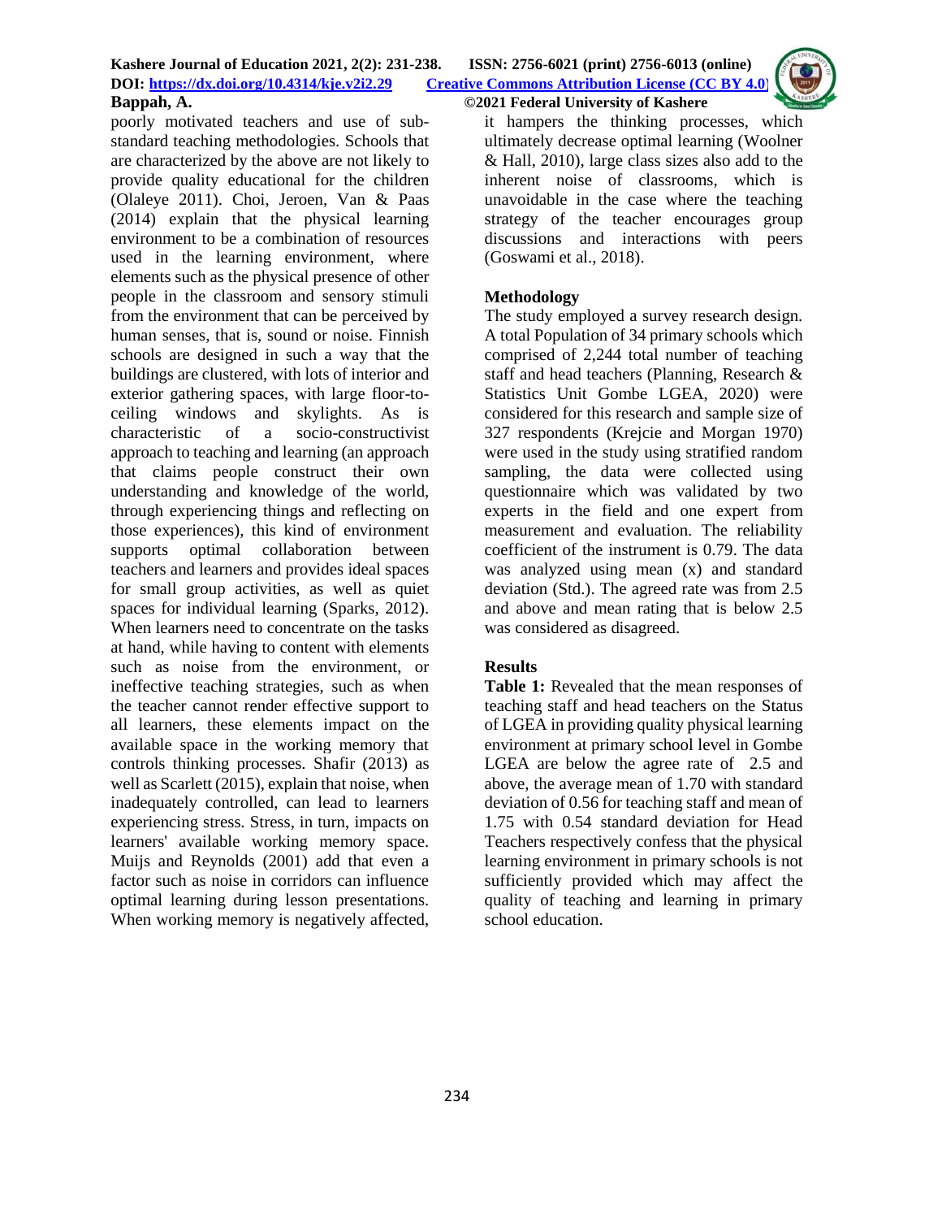poorly motivated teachers and use of sub-standard teaching methodologies. Schools that are characterized by the above are not likely to provide quality educational for the children (Olaleye 2011). Choi, Jeroen, Van & Paas (2014) explain that the physical learning environment to be a combination of resources used in the learning environment, where elements such as the physical presence of other people in the classroom and sensory stimuli from the environment that can be perceived by human senses, that is, sound or noise. Finnish schools are designed in such a way that the buildings are clustered, with lots of interior and exterior gathering spaces, with large floor-to-ceiling windows and skylights. As is characteristic of a socio-constructivist approach to teaching and learning (an approach that claims people construct their own understanding and knowledge of the world, through experiencing things and reflecting on those experiences), this kind of environment supports optimal collaboration between teachers and learners and provides ideal spaces for small group activities, as well as quiet spaces for individual learning (Sparks, 2012). When learners need to concentrate on the tasks at hand, while having to content with elements such as noise from the environment, or ineffective teaching strategies, such as when the teacher cannot render effective support to all learners, these elements impact on the available space in the working memory that controls thinking processes. Shafir (2013) as well as Scarlett (2015), explain that noise, when inadequately controlled, can lead to learners experiencing stress. Stress, in turn, impacts on learners' available working memory space. Muijs and Reynolds (2001) add that even a factor such as noise in corridors can influence optimal learning during lesson presentations. When working memory is negatively affected, it hampers the thinking processes, which ultimately decrease optimal learning (Woolner & Hall, 2010), large class sizes also add to the inherent noise of classrooms, which is unavoidable in the case where the teaching strategy of the teacher encourages group discussions and interactions with peers (Goswami et al., 2018).

## Methodology

The study employed a survey research design. A total Population of 34 primary schools which comprised of 2,244 total number of teaching staff and head teachers (Planning, Research & Statistics Unit Gombe LGEA, 2020) were considered for this research and sample size of 327 respondents (Krejcie and Morgan 1970) were used in the study using stratified random sampling, the data were collected using questionnaire which was validated by two experts in the field and one expert from measurement and evaluation. The reliability coefficient of the instrument is 0.79. The data was analyzed using mean (x) and standard deviation (Std.). The agreed rate was from 2.5 and above and mean rating that is below 2.5 was considered as disagreed.

## Results

**Table 1:** Revealed that the mean responses of teaching staff and head teachers on the Status of LGEA in providing quality physical learning environment at primary school level in Gombe LGEA are below the agree rate of 2.5 and above, the average mean of 1.70 with standard deviation of 0.56 for teaching staff and mean of 1.75 with 0.54 standard deviation for Head Teachers respectively confess that the physical learning environment in primary schools is not sufficiently provided which may affect the quality of teaching and learning in primary school education.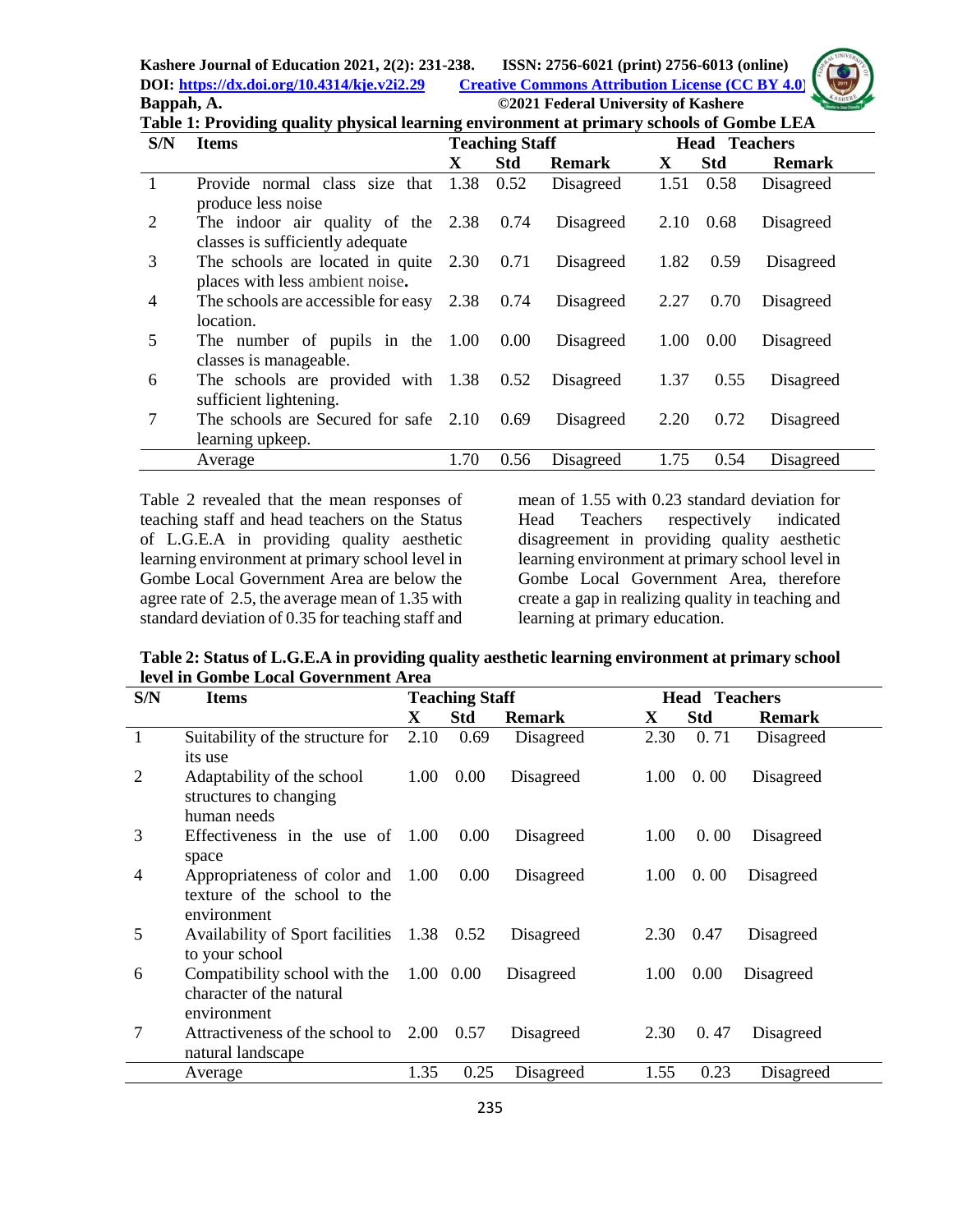**Table 1: Providing quality physical learning environment at primary schools of Gombe LEA**

| S/N | Items | Teaching Staff | | | Head Teachers | | |
|---|---|---|---|---|---|---|---|
| | | X | Std | Remark | X | Std | Remark |
| 1 | Provide normal class size that produce less noise | 1.38 | 0.52 | Disagreed | 1.51 | 0.58 | Disagreed |
| 2 | The indoor air quality of the classes is sufficiently adequate | 2.38 | 0.74 | Disagreed | 2.10 | 0.68 | Disagreed |
| 3 | The schools are located in quite places with less ambient noise. | 2.30 | 0.71 | Disagreed | 1.82 | 0.59 | Disagreed |
| 4 | The schools are accessible for easy location. | 2.38 | 0.74 | Disagreed | 2.27 | 0.70 | Disagreed |
| 5 | The number of pupils in the classes is manageable. | 1.00 | 0.00 | Disagreed | 1.00 | 0.00 | Disagreed |
| 6 | The schools are provided with sufficient lightening. | 1.38 | 0.52 | Disagreed | 1.37 | 0.55 | Disagreed |
| 7 | The schools are Secured for safe learning upkeep. | 2.10 | 0.69 | Disagreed | 2.20 | 0.72 | Disagreed |
| | Average | 1.70 | 0.56 | Disagreed | 1.75 | 0.54 | Disagreed |

Table 2 revealed that the mean responses of teaching staff and head teachers on the Status of L.G.E.A in providing quality aesthetic learning environment at primary school level in Gombe Local Government Area are below the agree rate of 2.5, the average mean of 1.35 with standard deviation of 0.35 for teaching staff and mean of 1.55 with 0.23 standard deviation for Head Teachers respectively indicated disagreement in providing quality aesthetic learning environment at primary school level in Gombe Local Government Area, therefore create a gap in realizing quality in teaching and learning at primary education.

**Table 2: Status of L.G.E.A in providing quality aesthetic learning environment at primary school level in Gombe Local Government Area**

| S/N | Items | Teaching Staff | | | Head Teachers | | |
|---|---|---|---|---|---|---|---|
| | | X | Std | Remark | X | Std | Remark |
| 1 | Suitability of the structure for its use | 2.10 | 0.69 | Disagreed | 2.30 | 0. 71 | Disagreed |
| 2 | Adaptability of the school structures to changing human needs | 1.00 | 0.00 | Disagreed | 1.00 | 0. 00 | Disagreed |
| 3 | Effectiveness in the use of space | 1.00 | 0.00 | Disagreed | 1.00 | 0. 00 | Disagreed |
| 4 | Appropriateness of color and texture of the school to the environment | 1.00 | 0.00 | Disagreed | 1.00 | 0. 00 | Disagreed |
| 5 | Availability of Sport facilities to your school | 1.38 | 0.52 | Disagreed | 2.30 | 0.47 | Disagreed |
| 6 | Compatibility school with the character of the natural environment | 1.00 | 0.00 | Disagreed | 1.00 | 0.00 | Disagreed |
| 7 | Attractiveness of the school to natural landscape | 2.00 | 0.57 | Disagreed | 2.30 | 0. 47 | Disagreed |
| | Average | 1.35 | 0.25 | Disagreed | 1.55 | 0.23 | Disagreed |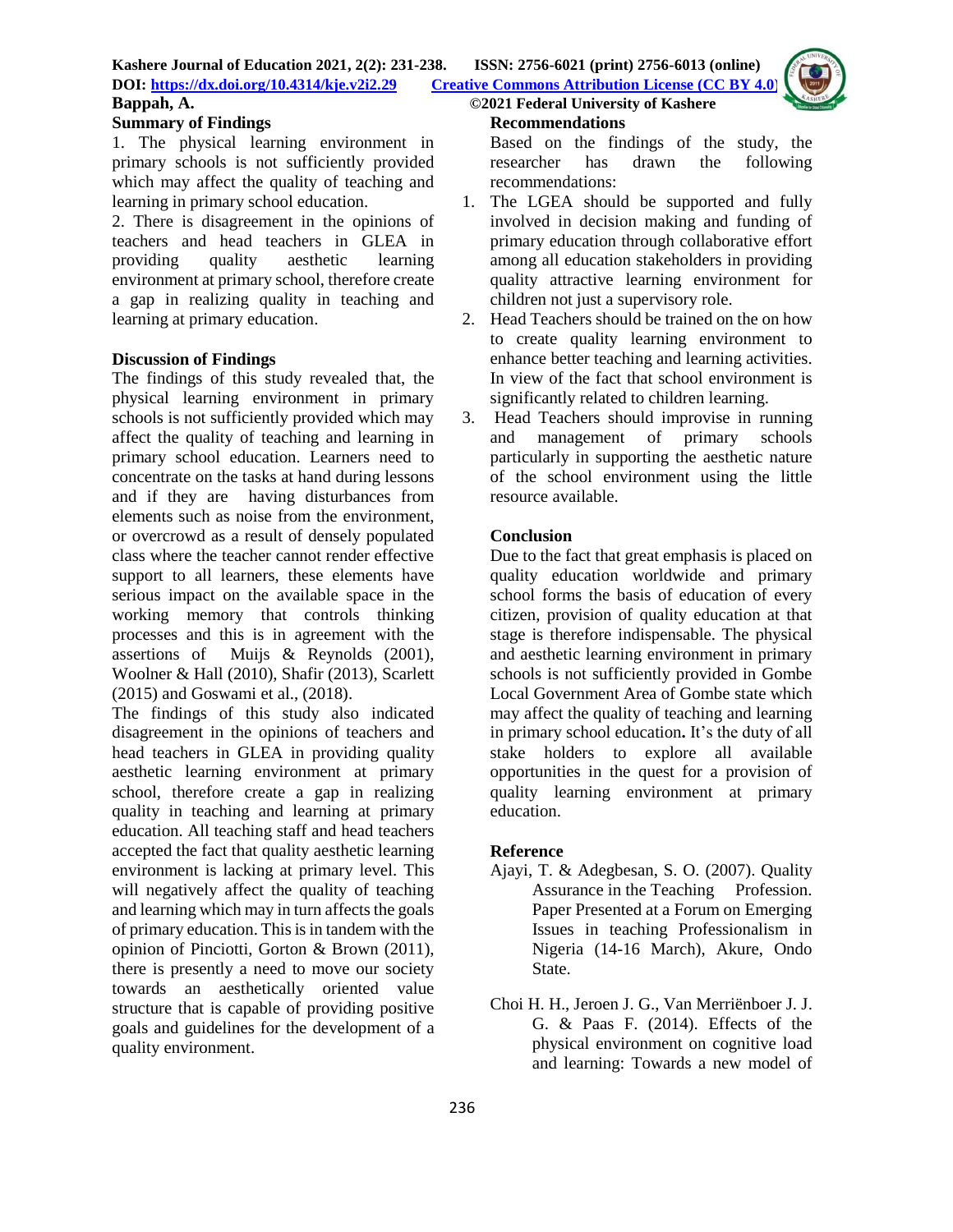## Summary of Findings

1. The physical learning environment in primary schools is not sufficiently provided which may affect the quality of teaching and learning in primary school education.
2. There is disagreement in the opinions of teachers and head teachers in GLEA in providing quality aesthetic learning environment at primary school, therefore create a gap in realizing quality in teaching and learning at primary education.

## Discussion of Findings

The findings of this study revealed that, the physical learning environment in primary schools is not sufficiently provided which may affect the quality of teaching and learning in primary school education. Learners need to concentrate on the tasks at hand during lessons and if they are having disturbances from elements such as noise from the environment, or overcrowd as a result of densely populated class where the teacher cannot render effective support to all learners, these elements have serious impact on the available space in the working memory that controls thinking processes and this is in agreement with the assertions of Muijs & Reynolds (2001), Woolner & Hall (2010), Shafir (2013), Scarlett (2015) and Goswami et al., (2018).

The findings of this study also indicated disagreement in the opinions of teachers and head teachers in GLEA in providing quality aesthetic learning environment at primary school, therefore create a gap in realizing quality in teaching and learning at primary education. All teaching staff and head teachers accepted the fact that quality aesthetic learning environment is lacking at primary level. This will negatively affect the quality of teaching and learning which may in turn affects the goals of primary education. This is in tandem with the opinion of Pinciotti, Gorton & Brown (2011), there is presently a need to move our society towards an aesthetically oriented value structure that is capable of providing positive goals and guidelines for the development of a quality environment.

## Recommendations

Based on the findings of the study, the researcher has drawn the following recommendations:

1. The LGEA should be supported and fully involved in decision making and funding of primary education through collaborative effort among all education stakeholders in providing quality attractive learning environment for children not just a supervisory role.
2. Head Teachers should be trained on the on how to create quality learning environment to enhance better teaching and learning activities. In view of the fact that school environment is significantly related to children learning.
3. Head Teachers should improvise in running and management of primary schools particularly in supporting the aesthetic nature of the school environment using the little resource available.

## Conclusion

Due to the fact that great emphasis is placed on quality education worldwide and primary school forms the basis of education of every citizen, provision of quality education at that stage is therefore indispensable. The physical and aesthetic learning environment in primary schools is not sufficiently provided in Gombe Local Government Area of Gombe state which may affect the quality of teaching and learning in primary school education**.** It's the duty of all stake holders to explore all available opportunities in the quest for a provision of quality learning environment at primary education.

## Reference

Ajayi, T. & Adegbesan, S. O. (2007). Quality Assurance in the Teaching Profession. Paper Presented at a Forum on Emerging Issues in teaching Professionalism in Nigeria (14-16 March), Akure, Ondo State.

Choi H. H., Jeroen J. G., Van Merriënboer J. J. G. & Paas F. (2014). Effects of the physical environment on cognitive load and learning: Towards a new model of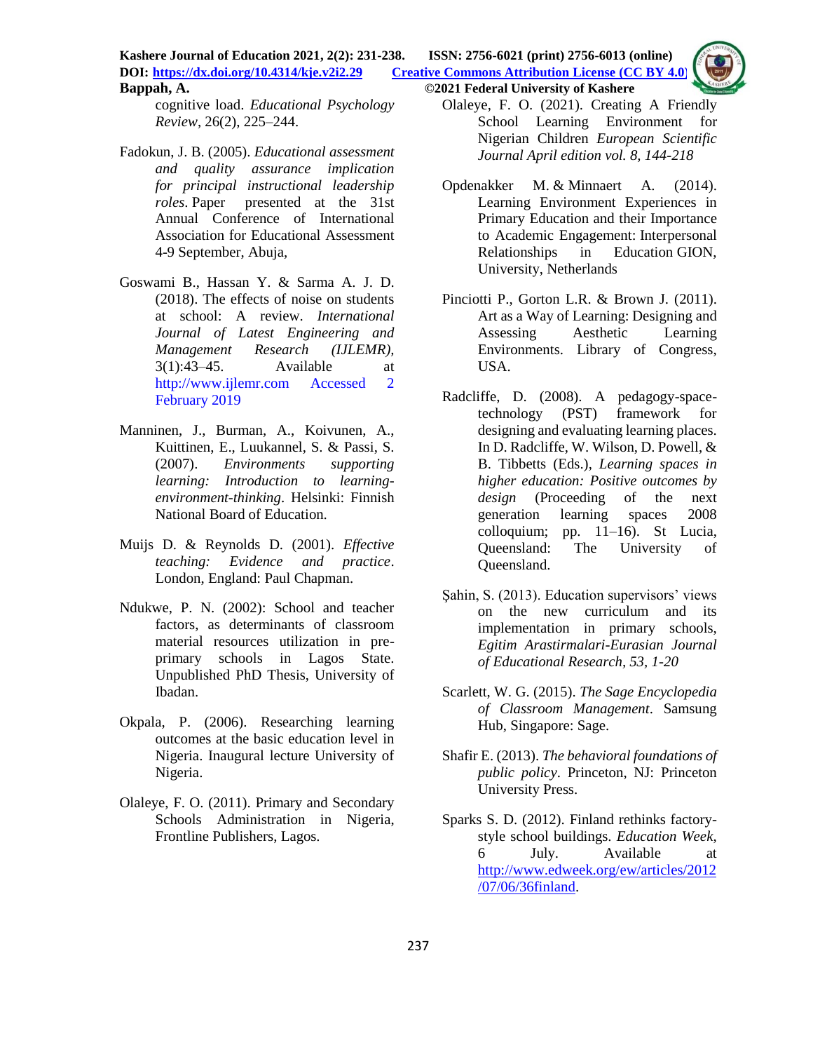cognitive load. *Educational Psychology Review*, 26(2), 225–244.

Fadokun, J. B. (2005). *Educational assessment and quality assurance implication for principal instructional leadership roles.* Paper presented at the 31st Annual Conference of International Association for Educational Assessment 4-9 September, Abuja,

Goswami B., Hassan Y. & Sarma A. J. D. (2018). The effects of noise on students at school: A review. *International Journal of Latest Engineering and Management Research (IJLEMR)*, 3(1):43–45. Available at http://www.ijlemr.com Accessed 2 February 2019

Manninen, J., Burman, A., Koivunen, A., Kuittinen, E., Luukannel, S. & Passi, S. (2007). *Environments supporting learning: Introduction to learning-environment-thinking*. Helsinki: Finnish National Board of Education.

Muijs D. & Reynolds D. (2001). *Effective teaching: Evidence and practice*. London, England: Paul Chapman.

Ndukwe, P. N. (2002): School and teacher factors, as determinants of classroom material resources utilization in pre-primary schools in Lagos State. Unpublished PhD Thesis, University of Ibadan.

Okpala, P. (2006). Researching learning outcomes at the basic education level in Nigeria. Inaugural lecture University of Nigeria.

Olaleye, F. O. (2011). Primary and Secondary Schools Administration in Nigeria, Frontline Publishers, Lagos.

Olaleye, F. O. (2021). Creating A Friendly School Learning Environment for Nigerian Children *European Scientific Journal April edition vol. 8, 144-218*

Opdenakker M. & Minnaert A. (2014). Learning Environment Experiences in Primary Education and their Importance to Academic Engagement: Interpersonal Relationships in Education GION, University, Netherlands

Pinciotti P., Gorton L.R. & Brown J. (2011). Art as a Way of Learning: Designing and Assessing Aesthetic Learning Environments. Library of Congress, USA.

Radcliffe, D. (2008). A pedagogy-space-technology (PST) framework for designing and evaluating learning places. In D. Radcliffe, W. Wilson, D. Powell, & B. Tibbetts (Eds.), *Learning spaces in higher education: Positive outcomes by design* (Proceeding of the next generation learning spaces 2008 colloquium; pp. 11–16). St Lucia, Queensland: The University of Queensland.

Şahin, S. (2013). Education supervisors' views on the new curriculum and its implementation in primary schools, *Egitim Arastirmalari-Eurasian Journal of Educational Research, 53, 1-20*

Scarlett, W. G. (2015). *The Sage Encyclopedia of Classroom Management*. Samsung Hub, Singapore: Sage.

Shafir E. (2013). *The behavioral foundations of public policy*. Princeton, NJ: Princeton University Press.

Sparks S. D. (2012). Finland rethinks factory-style school buildings. *Education Week*, 6 July. Available at http://www.edweek.org/ew/articles/2012/07/06/36finland.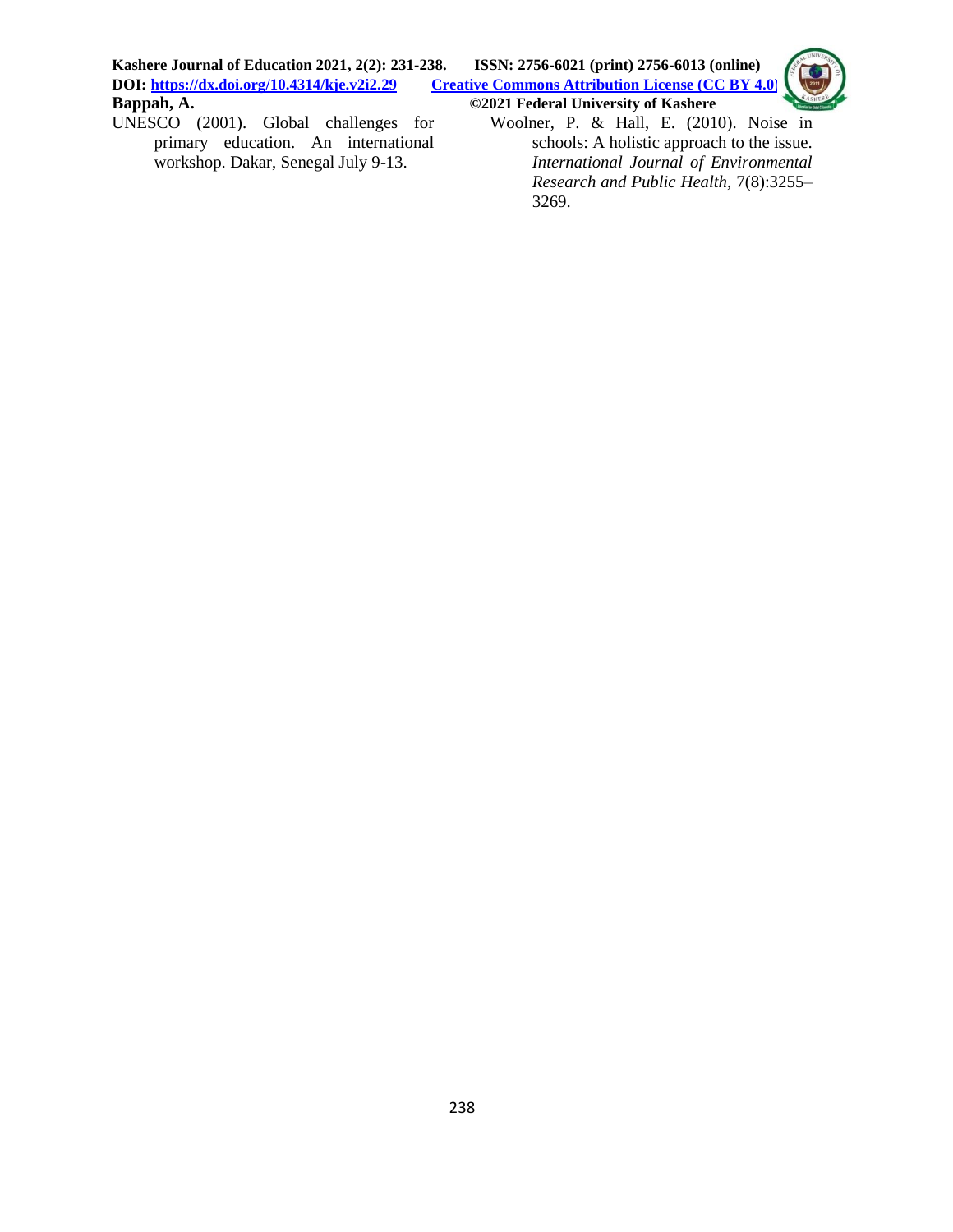UNESCO (2001). Global challenges for primary education. An international workshop. Dakar, Senegal July 9-13.

Woolner, P. & Hall, E. (2010). Noise in schools: A holistic approach to the issue. *International Journal of Environmental Research and Public Health*, 7(8):3255–3269.